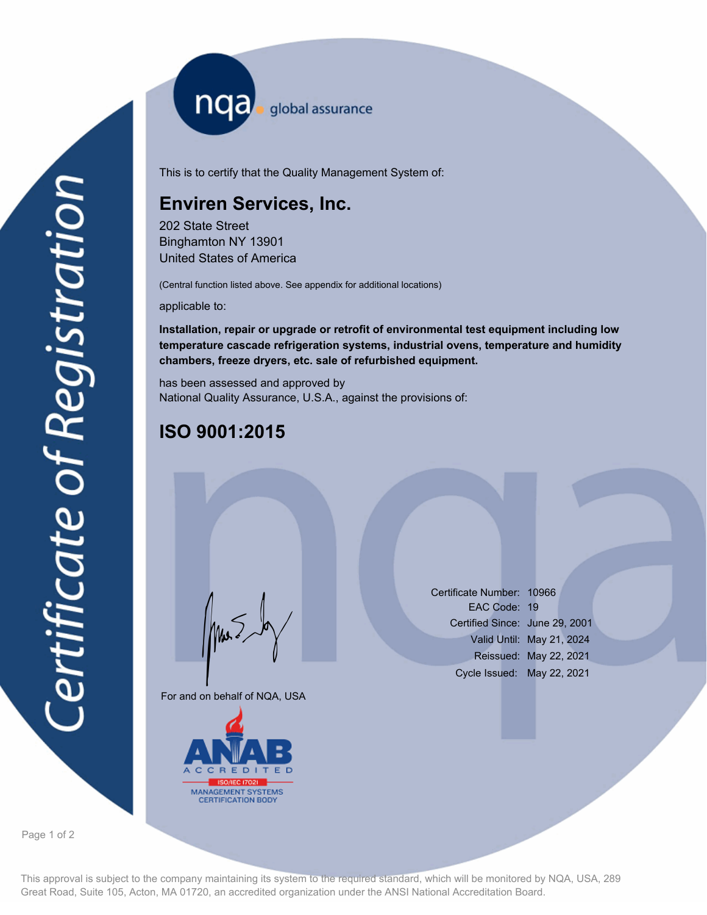nqa global assurance

# Certificate of Registration

This is to certify that the Quality Management System of:

## Enviren Services, Inc.

202 State Street
Binghamton NY 13901
United States of America

(Central function listed above. See appendix for additional locations)

applicable to:

**Installation, repair or upgrade or retrofit of environmental test equipment including low temperature cascade refrigeration systems, industrial ovens, temperature and humidity chambers, freeze dryers, etc. sale of refurbished equipment.**

has been assessed and approved by
National Quality Assurance, U.S.A., against the provisions of:

## ISO 9001:2015

For and on behalf of NQA, USA

| | |
|---|---|
| Certificate Number: | 10966 |
| EAC Code: | 19 |
| Certified Since: | June 29, 2001 |
| Valid Until: | May 21, 2024 |
| Reissued: | May 22, 2021 |
| Cycle Issued: | May 22, 2021 |

ANAB ACCREDITED ISO/IEC 17021 MANAGEMENT SYSTEMS CERTIFICATION BODY

This approval is subject to the company maintaining its system to the required standard, which will be monitored by NQA, USA, 289 Great Road, Suite 105, Acton, MA 01720, an accredited organization under the ANSI National Accreditation Board.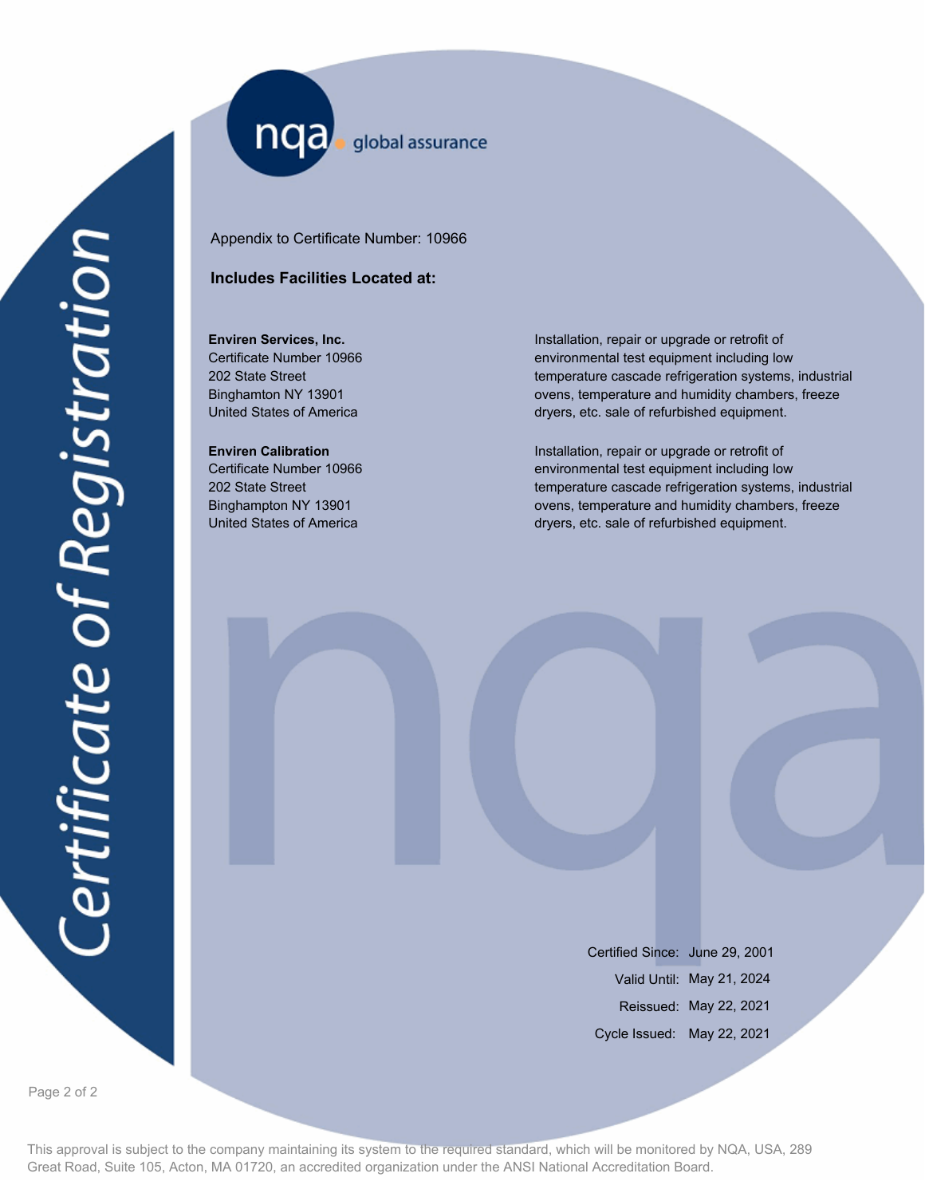nqa global assurance

# Certificate of Registration

Appendix to Certificate Number: 10966

**Includes Facilities Located at:**

| | |
|---|---|
| **Enviren Services, Inc.**<br>Certificate Number 10966<br>202 State Street<br>Binghamton NY 13901<br>United States of America | Installation, repair or upgrade or retrofit of environmental test equipment including low temperature cascade refrigeration systems, industrial ovens, temperature and humidity chambers, freeze dryers, etc. sale of refurbished equipment. |
| **Enviren Calibration**<br>Certificate Number 10966<br>202 State Street<br>Binghampton NY 13901<br>United States of America | Installation, repair or upgrade or retrofit of environmental test equipment including low temperature cascade refrigeration systems, industrial ovens, temperature and humidity chambers, freeze dryers, etc. sale of refurbished equipment. |

Certified Since: June 29, 2001

Valid Until: May 21, 2024

Reissued: May 22, 2021

Cycle Issued: May 22, 2021

This approval is subject to the company maintaining its system to the required standard, which will be monitored by NQA, USA, 289 Great Road, Suite 105, Acton, MA 01720, an accredited organization under the ANSI National Accreditation Board.